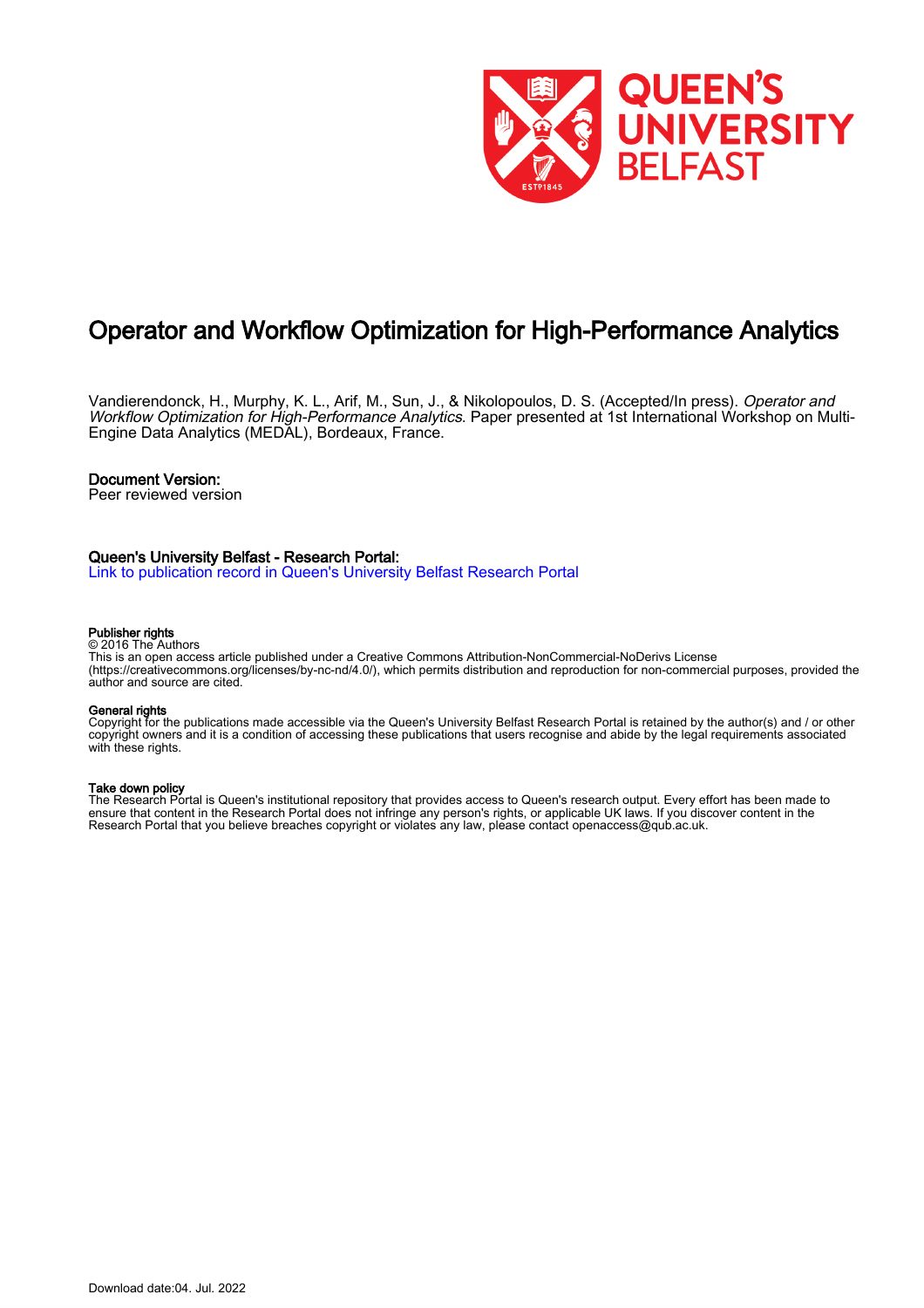# Operator and Workflow Optimization for High-Performance Analytics

Vandierendonck, H., Murphy, K. L., Arif, M., Sun, J., & Nikolopoulos, D. S. (Accepted/In press). *Operator and Workflow Optimization for High-Performance Analytics*. Paper presented at 1st International Workshop on Multi-Engine Data Analytics (MEDAL), Bordeaux, France.

**Document Version:**
Peer reviewed version

**Queen's University Belfast - Research Portal:**
[Link to publication record in Queen's University Belfast Research Portal]

**Publisher rights**
© 2016 The Authors
This is an open access article published under a Creative Commons Attribution-NonCommercial-NoDerivs License (https://creativecommons.org/licenses/by-nc-nd/4.0/), which permits distribution and reproduction for non-commercial purposes, provided the author and source are cited.

**General rights**
Copyright for the publications made accessible via the Queen's University Belfast Research Portal is retained by the author(s) and / or other copyright owners and it is a condition of accessing these publications that users recognise and abide by the legal requirements associated with these rights.

**Take down policy**
The Research Portal is Queen's institutional repository that provides access to Queen's research output. Every effort has been made to ensure that content in the Research Portal does not infringe any person's rights, or applicable UK laws. If you discover content in the Research Portal that you believe breaches copyright or violates any law, please contact openaccess@qub.ac.uk.

Download date:04. Jul. 2022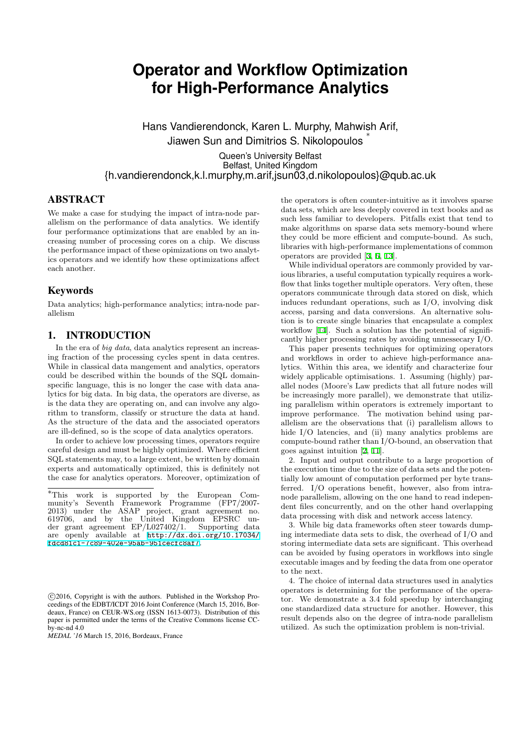# Operator and Workflow Optimization for High-Performance Analytics

Hans Vandierendonck, Karen L. Murphy, Mahwish Arif, Jiawen Sun and Dimitrios S. Nikolopoulos [*]

Queen's University Belfast
Belfast, United Kingdom
{h.vandierendonck,k.l.murphy,m.arif,jsun03,d.nikolopoulos}@qub.ac.uk

## ABSTRACT

We make a case for studying the impact of intra-node parallelism on the performance of data analytics. We identify four performance optimizations that are enabled by an increasing number of processing cores on a chip. We discuss the performance impact of these opimizations on two analytics operators and we identify how these optimizations affect each another.

## Keywords

Data analytics; high-performance analytics; intra-node parallelism

## 1. INTRODUCTION

In the era of *big data*, data analytics represent an increasing fraction of the processing cycles spent in data centres. While in classical data mangement and analytics, operators could be described within the bounds of the SQL domain-specific language, this is no longer the case with data analytics for big data. In big data, the operators are diverse, as is the data they are operating on, and can involve any algorithm to transform, classify or structure the data at hand. As the structure of the data and the associated operators are ill-defined, so is the scope of data analytics operators.

In order to achieve low processing times, operators require careful design and must be highly optimized. Where efficient SQL statements may, to a large extent, be written by domain experts and automatically optimized, this is definitely not the case for analytics operators. Moreover, optimization of the operators is often counter-intuitive as it involves sparse data sets, which are less deeply covered in text books and as such less familiar to developers. Pitfalls exist that tend to make algorithms on sparse data sets memory-bound where they could be more efficient and compute-bound. As such, libraries with high-performance implementations of common operators are provided [3, 6, 13].

While individual operators are commonly provided by various libraries, a useful computation typically requires a workflow that links together multiple operators. Very often, these operators communicate through data stored on disk, which induces redundant operations, such as I/O, involving disk access, parsing and data conversions. An alternative solution is to create single binaries that encapsulate a complex workflow [14]. Such a solution has the potential of significantly higher processing rates by avoiding unnessecary I/O.

This paper presents techniques for optimizing operators and workflows in order to achieve high-performance analytics. Within this area, we identify and characterize four widely applicable optimisations. 1. Assuming (highly) parallel nodes (Moore's Law predicts that all future nodes will be increasingly more parallel), we demonstrate that utilizing parallelism within operators is extremely important to improve performance. The motivation behind using parallelism are the observations that (i) parallelism allows to hide I/O latencies, and (ii) many analytics problems are compute-bound rather than I/O-bound, an observation that goes against intuition [2, 11].

2. Input and output contribute to a large proportion of the execution time due to the size of data sets and the potentially low amount of computation performed per byte transferred. I/O operations benefit, however, also from intra-node parallelism, allowing on the one hand to read independent files concurrently, and on the other hand overlapping data processing with disk and network access latency.

3. While big data frameworks often steer towards dumping intermediate data sets to disk, the overhead of I/O and storing intermediate data sets are significant. This overhead can be avoided by fusing operators in workflows into single executable images and by feeding the data from one operator to the next.

4. The choice of internal data structures used in analytics operators is determining for the performance of the operator. We demonstrate a 3.4 fold speedup by interchanging one standardized data structure for another. However, this result depends also on the degree of intra-node parallelism utilized. As such the optimization problem is non-trivial.

---

[*]This work is supported by the European Community's Seventh Framework Programme (FP7/2007-2013) under the ASAP project, grant agreement no. 619706, and by the United Kingdom EPSRC under grant agreement EP/L027402/1. Supporting data are openly available at http://dx.doi.org/10.17034/fdcd81c1-7c89-402e-95ab-951cecfc8af7.

©2016, Copyright is with the authors. Published in the Workshop Proceedings of the EDBT/ICDT 2016 Joint Conference (March 15, 2016, Bordeaux, France) on CEUR-WS.org (ISSN 1613-0073). Distribution of this paper is permitted under the terms of the Creative Commons license CC-by-nc-nd 4.0

*MEDAL '16* March 15, 2016, Bordeaux, France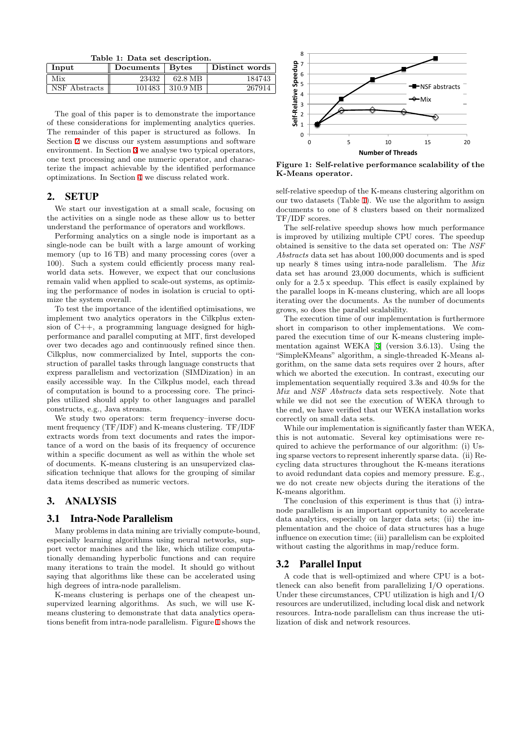Table 1: Data set description.

| Input | Documents | Bytes | Distinct words |
|---|---|---|---|
| Mix | 23432 | 62.8 MB | 184743 |
| NSF Abstracts | 101483 | 310.9 MB | 267914 |

The goal of this paper is to demonstrate the importance of these considerations for implementing analytics queries. The remainder of this paper is structured as follows. In Section 2 we discuss our system assumptions and software environment. In Section 3 we analyse two typical operators, one text processing and one numeric operator, and characterize the impact achievable by the identified performance optimizations. In Section 4 we discuss related work.

## 2. SETUP

We start our investigation at a small scale, focusing on the activities on a single node as these allow us to better understand the performance of operators and workflows.

Performing analytics on a single node is important as a single-node can be built with a large amount of working memory (up to 16 TB) and many processing cores (over a 100). Such a system could efficiently process many real-world data sets. However, we expect that our conclusions remain valid when applied to scale-out systems, as optimizing the performance of nodes in isolation is crucial to optimize the system overall.

To test the importance of the identified optimisations, we implement two analytics operators in the Cilkplus extension of C++, a programming language designed for high-performance and parallel computing at MIT, first developed over two decades ago and continuously refined since then. Cilkplus, now commercialized by Intel, supports the construction of parallel tasks through language constructs that express parallelism and vectorization (SIMDization) in an easily accessible way. In the Cilkplus model, each thread of computation is bound to a processing core. The principles utilized should apply to other languages and parallel constructs, e.g., Java streams.

We study two operators: term frequency–inverse document frequency (TF/IDF) and K-means clustering. TF/IDF extracts words from text documents and rates the importance of a word on the basis of its frequency of occurence within a specific document as well as within the whole set of documents. K-means clustering is an unsupervized classification technique that allows for the grouping of similar data items described as numeric vectors.

## 3. ANALYSIS

### 3.1 Intra-Node Parallelism

Many problems in data mining are trivially compute-bound, especially learning algorithms using neural networks, support vector machines and the like, which utilize computationally demanding hyperbolic functions and can require many iterations to train the model. It should go without saying that algorithms like these can be accelerated using high degrees of intra-node parallelism.

K-means clustering is perhaps one of the cheapest unsupervized learning algorithms. As such, we will use K-means clustering to demonstrate that data analytics operations benefit from intra-node parallelism. Figure 1 shows the self-relative speedup of the K-means clustering algorithm on our two datasets (Table 1). We use the algorithm to assign documents to one of 8 clusters based on their normalized TF/IDF scores.

**Figure 1: Self-relative performance scalability of the K-Means operator.**

The self-relative speedup shows how much performance is improved by utilizing multiple CPU cores. The speedup obtained is sensitive to the data set operated on: The *NSF Abstracts* data set has about 100,000 documents and is sped up nearly 8 times using intra-node parallelism. The *Mix* data set has around 23,000 documents, which is sufficient only for a 2.5 x speedup. This effect is easily explained by the parallel loops in K-means clustering, which are all loops iterating over the documents. As the number of documents grows, so does the parallel scalability.

The execution time of our implementation is furthermore short in comparison to other implementations. We compared the execution time of our K-means clustering implementation against WEKA [3] (version 3.6.13). Using the "SimpleKMeans" algorithm, a single-threaded K-Means algorithm, on the same data sets requires over 2 hours, after which we aborted the execution. In contrast, executing our implementation sequentially required 3.3s and 40.9s for the *Mix* and *NSF Abstracts* data sets respectively. Note that while we did not see the execution of WEKA through to the end, we have verified that our WEKA installation works correctly on small data sets.

While our implementation is significantly faster than WEKA, this is not automatic. Several key optimisations were required to achieve the performance of our algorithm: (i) Using sparse vectors to represent inherently sparse data. (ii) Recycling data structures throughout the K-means iterations to avoid redundant data copies and memory pressure. E.g., we do not create new objects during the iterations of the K-means algorithm.

The conclusion of this experiment is thus that (i) intra-node parallelism is an important opportunity to accelerate data analytics, especially on larger data sets; (ii) the implementation and the choice of data structures has a huge influence on execution time; (iii) parallelism can be exploited without casting the algorithms in map/reduce form.

### 3.2 Parallel Input

A code that is well-optimized and where CPU is a bottleneck can also benefit from parallelizing I/O operations. Under these circumstances, CPU utilization is high and I/O resources are underutilized, including local disk and network resources. Intra-node parallelism can thus increase the utilization of disk and network resources.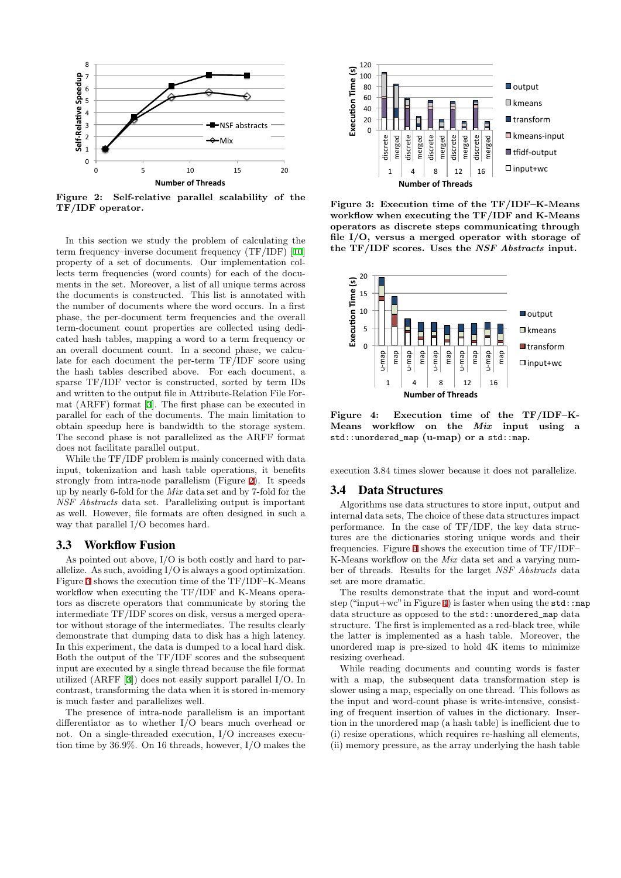Figure 2: Self-relative parallel scalability of the TF/IDF operator.

In this section we study the problem of calculating the term frequency–inverse document frequency (TF/IDF) [10] property of a set of documents. Our implementation collects term frequencies (word counts) for each of the documents in the set. Moreover, a list of all unique terms across the documents is constructed. This list is annotated with the number of documents where the word occurs. In a first phase, the per-document term frequencies and the overall term-document count properties are collected using dedicated hash tables, mapping a word to a term frequency or an overall document count. In a second phase, we calculate for each document the per-term TF/IDF score using the hash tables described above. For each document, a sparse TF/IDF vector is constructed, sorted by term IDs and written to the output file in Attribute-Relation File Format (ARFF) format [3]. The first phase can be executed in parallel for each of the documents. The main limitation to obtain speedup here is bandwidth to the storage system. The second phase is not parallelized as the ARFF format does not facilitate parallel output.

While the TF/IDF problem is mainly concerned with data input, tokenization and hash table operations, it benefits strongly from intra-node parallelism (Figure 2). It speeds up by nearly 6-fold for the *Mix* data set and by 7-fold for the *NSF Abstracts* data set. Parallelizing output is important as well. However, file formats are often designed in such a way that parallel I/O becomes hard.

## 3.3 Workflow Fusion

As pointed out above, I/O is both costly and hard to parallelize. As such, avoiding I/O is always a good optimization. Figure 3 shows the execution time of the TF/IDF–K-Means workflow when executing the TF/IDF and K-Means operators as discrete operators that communicate by storing the intermediate TF/IDF scores on disk, versus a merged operator without storage of the intermediates. The results clearly demonstrate that dumping data to disk has a high latency. In this experiment, the data is dumped to a local hard disk. Both the output of the TF/IDF scores and the subsequent input are executed by a single thread because the file format utilized (ARFF [3]) does not easily support parallel I/O. In contrast, transforming the data when it is stored in-memory is much faster and parallelizes well.

The presence of intra-node parallelism is an important differentiator as to whether I/O bears much overhead or not. On a single-threaded execution, I/O increases execution time by 36.9%. On 16 threads, however, I/O makes the execution 3.84 times slower because it does not parallelize.

Figure 3: Execution time of the TF/IDF–K-Means workflow when executing the TF/IDF and K-Means operators as discrete steps communicating through file I/O, versus a merged operator with storage of the TF/IDF scores. Uses the *NSF Abstracts* input.

Figure 4: Execution time of the TF/IDF–K-Means workflow on the *Mix* input using a `std::unordered_map` (u-map) or a `std::map`.

## 3.4 Data Structures

Algorithms use data structures to store input, output and internal data sets, The choice of these data structures impact performance. In the case of TF/IDF, the key data structures are the dictionaries storing unique words and their frequencies. Figure 4 shows the execution time of TF/IDF–K-Means workflow on the *Mix* data set and a varying number of threads. Results for the larget *NSF Abstracts* data set are more dramatic.

The results demonstrate that the input and word-count step ("input+wc" in Figure 4) is faster when using the `std::map` data structure as opposed to the `std::unordered_map` data structure. The first is implemented as a red-black tree, while the latter is implemented as a hash table. Moreover, the unordered map is pre-sized to hold 4K items to minimize resizing overhead.

While reading documents and counting words is faster with a map, the subsequent data transformation step is slower using a map, especially on one thread. This follows as the input and word-count phase is write-intensive, consisting of frequent insertion of values in the dictionary. Insertion in the unordered map (a hash table) is inefficient due to (i) resize operations, which requires re-hashing all elements, (ii) memory pressure, as the array underlying the hash table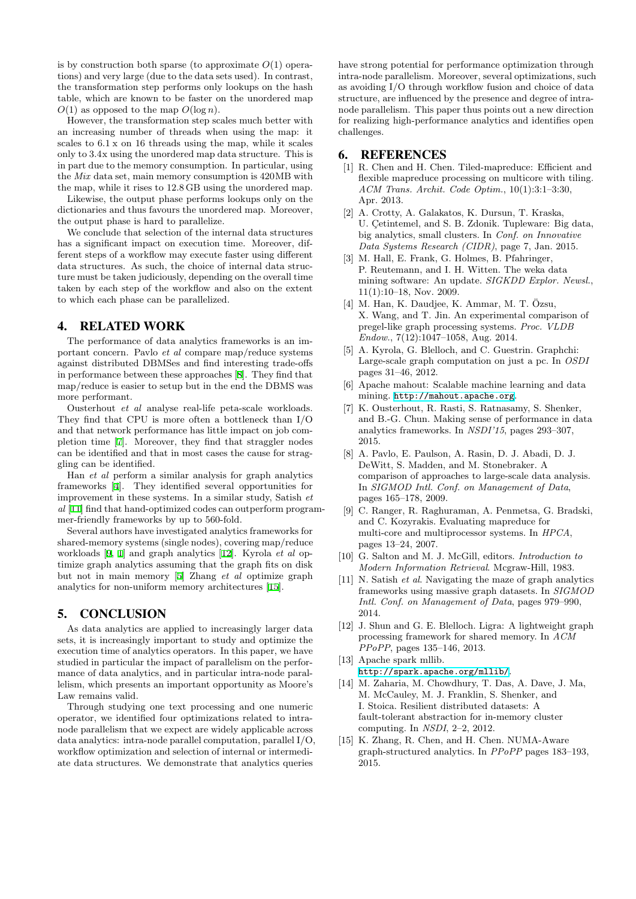is by construction both sparse (to approximate $O(1)$ operations) and very large (due to the data sets used). In contrast, the transformation step performs only lookups on the hash table, which are known to be faster on the unordered map $O(1)$ as opposed to the map $O(\log n)$.

However, the transformation step scales much better with an increasing number of threads when using the map: it scales to 6.1 x on 16 threads using the map, while it scales only to 3.4x using the unordered map data structure. This is in part due to the memory consumption. In particular, using the *Mix* data set, main memory consumption is 420MB with the map, while it rises to 12.8 GB using the unordered map.

Likewise, the output phase performs lookups only on the dictionaries and thus favours the unordered map. Moreover, the output phase is hard to parallelize.

We conclude that selection of the internal data structures has a significant impact on execution time. Moreover, different steps of a workflow may execute faster using different data structures. As such, the choice of internal data structure must be taken judiciously, depending on the overall time taken by each step of the workflow and also on the extent to which each phase can be parallelized.

## 4. RELATED WORK

The performance of data analytics frameworks is an important concern. Pavlo *et al* compare map/reduce systems against distributed DBMSes and find interesting trade-offs in performance between these approaches [8]. They find that map/reduce is easier to setup but in the end the DBMS was more performant.

Ousterhout *et al* analyse real-life peta-scale workloads. They find that CPU is more often a bottleneck than I/O and that network performance has little impact on job completion time [7]. Moreover, they find that straggler nodes can be identified and that in most cases the cause for straggling can be identified.

Han *et al* perform a similar analysis for graph analytics frameworks [4]. They identified several opportunities for improvement in these systems. In a similar study, Satish *et al* [11] find that hand-optimized codes can outperform programmer-friendly frameworks by up to 560-fold.

Several authors have investigated analytics frameworks for shared-memory systems (single nodes), covering map/reduce workloads [9, 1] and graph analytics [12]. Kyrola *et al* optimize graph analytics assuming that the graph fits on disk but not in main memory [5] Zhang *et al* optimize graph analytics for non-uniform memory architectures [15].

## 5. CONCLUSION

As data analytics are applied to increasingly larger data sets, it is increasingly important to study and optimize the execution time of analytics operators. In this paper, we have studied in particular the impact of parallelism on the performance of data analytics, and in particular intra-node parallelism, which presents an important opportunity as Moore's Law remains valid.

Through studying one text processing and one numeric operator, we identified four optimizations related to intra-node parallelism that we expect are widely applicable across data analytics: intra-node parallel computation, parallel I/O, workflow optimization and selection of internal or intermediate data structures. We demonstrate that analytics queries have strong potential for performance optimization through intra-node parallelism. Moreover, several optimizations, such as avoiding I/O through workflow fusion and choice of data structure, are influenced by the presence and degree of intra-node parallelism. This paper thus points out a new direction for realizing high-performance analytics and identifies open challenges.

## 6. REFERENCES

[1] R. Chen and H. Chen. Tiled-mapreduce: Efficient and flexible mapreduce processing on multicore with tiling. *ACM Trans. Archit. Code Optim.*, 10(1):3:1–3:30, Apr. 2013.

[2] A. Crotty, A. Galakatos, K. Dursun, T. Kraska, U. Çetintemel, and S. B. Zdonik. Tupleware: Big data, big analytics, small clusters. In *Conf. on Innovative Data Systems Research (CIDR)*, page 7, Jan. 2015.

[3] M. Hall, E. Frank, G. Holmes, B. Pfahringer, P. Reutemann, and I. H. Witten. The weka data mining software: An update. *SIGKDD Explor. Newsl.*, 11(1):10–18, Nov. 2009.

[4] M. Han, K. Daudjee, K. Ammar, M. T. Özsu, X. Wang, and T. Jin. An experimental comparison of pregel-like graph processing systems. *Proc. VLDB Endow.*, 7(12):1047–1058, Aug. 2014.

[5] A. Kyrola, G. Blelloch, and C. Guestrin. Graphchi: Large-scale graph computation on just a pc. In *OSDI* pages 31–46, 2012.

[6] Apache mahout: Scalable machine learning and data mining. http://mahout.apache.org.

[7] K. Ousterhout, R. Rasti, S. Ratnasamy, S. Shenker, and B.-G. Chun. Making sense of performance in data analytics frameworks. In *NSDI'15*, pages 293–307, 2015.

[8] A. Pavlo, E. Paulson, A. Rasin, D. J. Abadi, D. J. DeWitt, S. Madden, and M. Stonebraker. A comparison of approaches to large-scale data analysis. In *SIGMOD Intl. Conf. on Management of Data*, pages 165–178, 2009.

[9] C. Ranger, R. Raghuraman, A. Penmetsa, G. Bradski, and C. Kozyrakis. Evaluating mapreduce for multi-core and multiprocessor systems. In *HPCA*, pages 13–24, 2007.

[10] G. Salton and M. J. McGill, editors. *Introduction to Modern Information Retrieval*. Mcgraw-Hill, 1983.

[11] N. Satish *et al*. Navigating the maze of graph analytics frameworks using massive graph datasets. In *SIGMOD Intl. Conf. on Management of Data*, pages 979–990, 2014.

[12] J. Shun and G. E. Blelloch. Ligra: A lightweight graph processing framework for shared memory. In *ACM PPoPP*, pages 135–146, 2013.

[13] Apache spark mllib. http://spark.apache.org/mllib/.

[14] M. Zaharia, M. Chowdhury, T. Das, A. Dave, J. Ma, M. McCauley, M. J. Franklin, S. Shenker, and I. Stoica. Resilient distributed datasets: A fault-tolerant abstraction for in-memory cluster computing. In *NSDI*, 2–2, 2012.

[15] K. Zhang, R. Chen, and H. Chen. NUMA-Aware graph-structured analytics. In *PPoPP* pages 183–193, 2015.